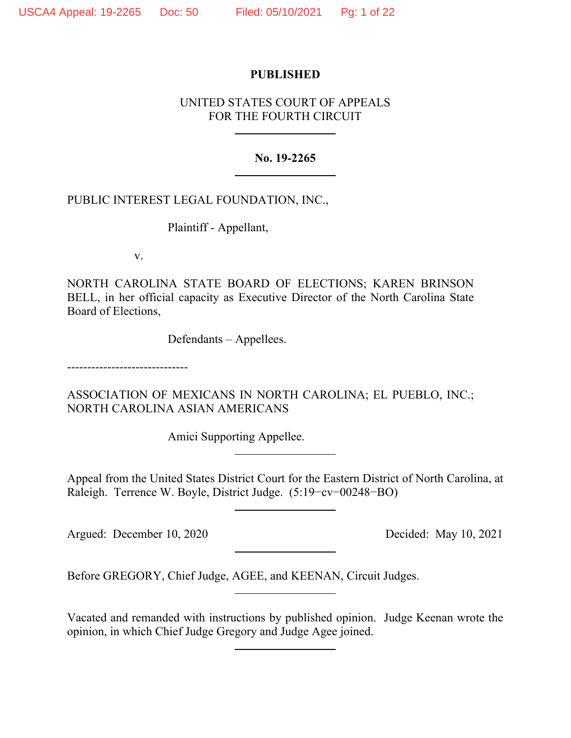**PUBLISHED**

UNITED STATES COURT OF APPEALS
FOR THE FOURTH CIRCUIT

---

**No. 19-2265**

---

PUBLIC INTEREST LEGAL FOUNDATION, INC.,

Plaintiff - Appellant,

v.

NORTH CAROLINA STATE BOARD OF ELECTIONS; KAREN BRINSON BELL, in her official capacity as Executive Director of the North Carolina State Board of Elections,

Defendants – Appellees.

------------------------------

ASSOCIATION OF MEXICANS IN NORTH CAROLINA; EL PUEBLO, INC.; NORTH CAROLINA ASIAN AMERICANS

Amici Supporting Appellee.

---

Appeal from the United States District Court for the Eastern District of North Carolina, at Raleigh. Terrence W. Boyle, District Judge. (5:19−cv−00248−BO)

---

Argued: December 10, 2020 | Decided: May 10, 2021

---

Before GREGORY, Chief Judge, AGEE, and KEENAN, Circuit Judges.

---

Vacated and remanded with instructions by published opinion. Judge Keenan wrote the opinion, in which Chief Judge Gregory and Judge Agee joined.

---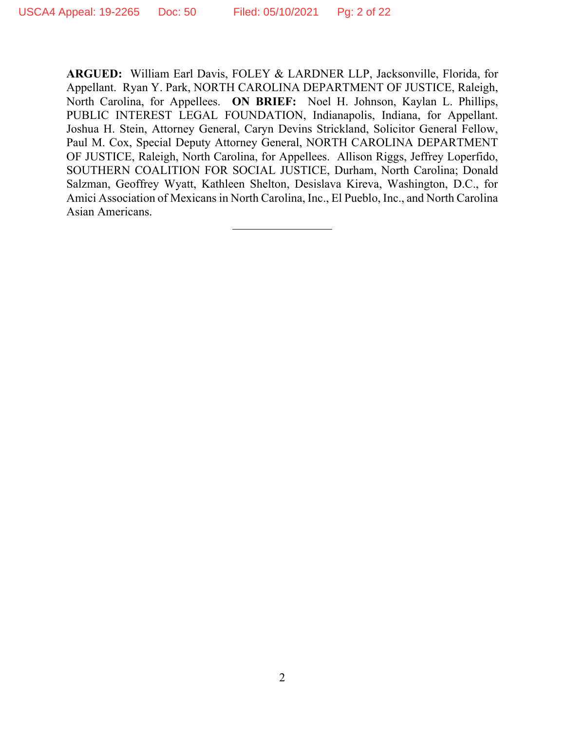**ARGUED:** William Earl Davis, FOLEY & LARDNER LLP, Jacksonville, Florida, for Appellant. Ryan Y. Park, NORTH CAROLINA DEPARTMENT OF JUSTICE, Raleigh, North Carolina, for Appellees. **ON BRIEF:** Noel H. Johnson, Kaylan L. Phillips, PUBLIC INTEREST LEGAL FOUNDATION, Indianapolis, Indiana, for Appellant. Joshua H. Stein, Attorney General, Caryn Devins Strickland, Solicitor General Fellow, Paul M. Cox, Special Deputy Attorney General, NORTH CAROLINA DEPARTMENT OF JUSTICE, Raleigh, North Carolina, for Appellees. Allison Riggs, Jeffrey Loperfido, SOUTHERN COALITION FOR SOCIAL JUSTICE, Durham, North Carolina; Donald Salzman, Geoffrey Wyatt, Kathleen Shelton, Desislava Kireva, Washington, D.C., for Amici Association of Mexicans in North Carolina, Inc., El Pueblo, Inc., and North Carolina Asian Americans.

---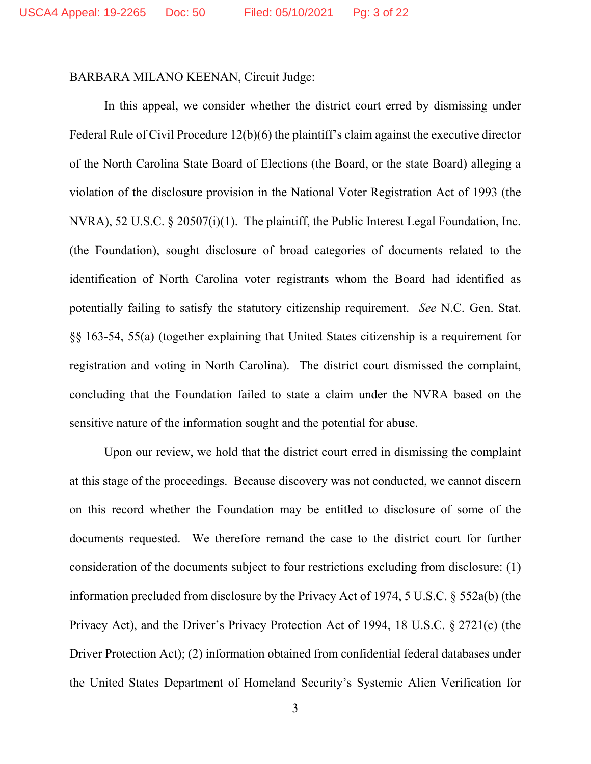BARBARA MILANO KEENAN, Circuit Judge:

In this appeal, we consider whether the district court erred by dismissing under Federal Rule of Civil Procedure 12(b)(6) the plaintiff's claim against the executive director of the North Carolina State Board of Elections (the Board, or the state Board) alleging a violation of the disclosure provision in the National Voter Registration Act of 1993 (the NVRA), 52 U.S.C. § 20507(i)(1). The plaintiff, the Public Interest Legal Foundation, Inc. (the Foundation), sought disclosure of broad categories of documents related to the identification of North Carolina voter registrants whom the Board had identified as potentially failing to satisfy the statutory citizenship requirement. *See* N.C. Gen. Stat. §§ 163-54, 55(a) (together explaining that United States citizenship is a requirement for registration and voting in North Carolina). The district court dismissed the complaint, concluding that the Foundation failed to state a claim under the NVRA based on the sensitive nature of the information sought and the potential for abuse.

Upon our review, we hold that the district court erred in dismissing the complaint at this stage of the proceedings. Because discovery was not conducted, we cannot discern on this record whether the Foundation may be entitled to disclosure of some of the documents requested. We therefore remand the case to the district court for further consideration of the documents subject to four restrictions excluding from disclosure: (1) information precluded from disclosure by the Privacy Act of 1974, 5 U.S.C. § 552a(b) (the Privacy Act), and the Driver's Privacy Protection Act of 1994, 18 U.S.C. § 2721(c) (the Driver Protection Act); (2) information obtained from confidential federal databases under the United States Department of Homeland Security's Systemic Alien Verification for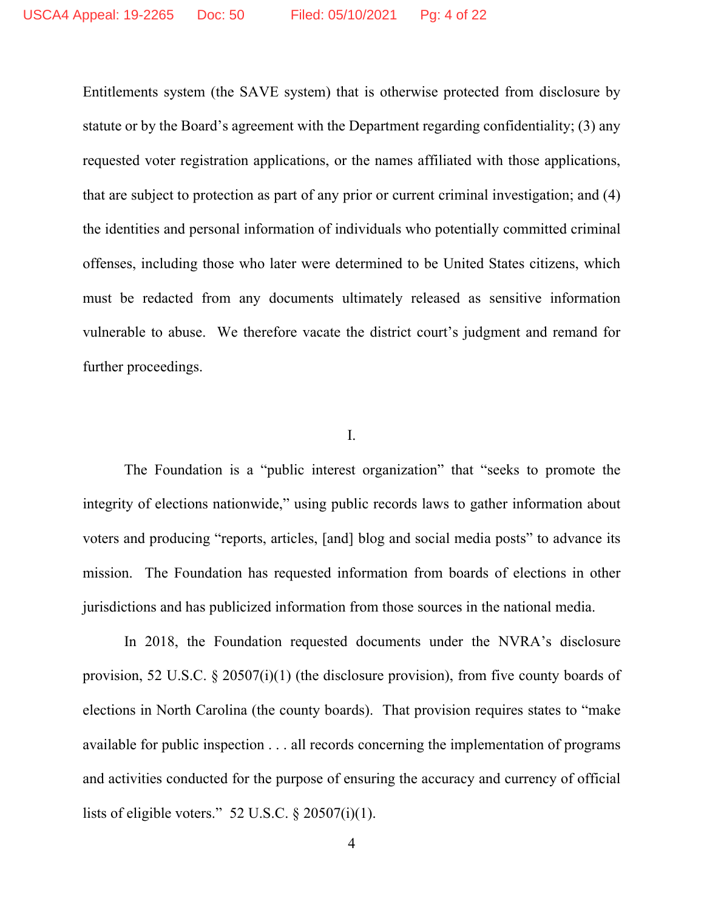Entitlements system (the SAVE system) that is otherwise protected from disclosure by statute or by the Board's agreement with the Department regarding confidentiality; (3) any requested voter registration applications, or the names affiliated with those applications, that are subject to protection as part of any prior or current criminal investigation; and (4) the identities and personal information of individuals who potentially committed criminal offenses, including those who later were determined to be United States citizens, which must be redacted from any documents ultimately released as sensitive information vulnerable to abuse. We therefore vacate the district court's judgment and remand for further proceedings.

## I.

The Foundation is a "public interest organization" that "seeks to promote the integrity of elections nationwide," using public records laws to gather information about voters and producing "reports, articles, [and] blog and social media posts" to advance its mission. The Foundation has requested information from boards of elections in other jurisdictions and has publicized information from those sources in the national media.

In 2018, the Foundation requested documents under the NVRA's disclosure provision, 52 U.S.C. § 20507(i)(1) (the disclosure provision), from five county boards of elections in North Carolina (the county boards). That provision requires states to "make available for public inspection . . . all records concerning the implementation of programs and activities conducted for the purpose of ensuring the accuracy and currency of official lists of eligible voters." 52 U.S.C. § 20507(i)(1).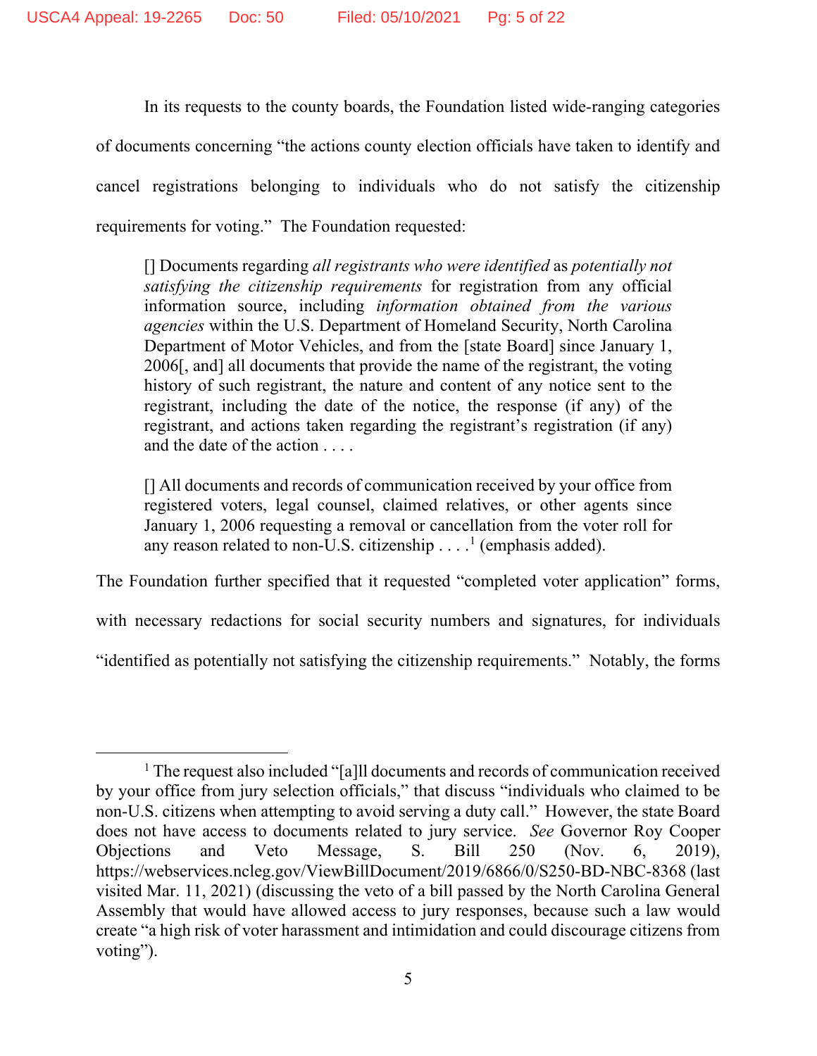In its requests to the county boards, the Foundation listed wide-ranging categories of documents concerning "the actions county election officials have taken to identify and cancel registrations belonging to individuals who do not satisfy the citizenship requirements for voting." The Foundation requested:

> [] Documents regarding *all registrants who were identified* as *potentially not satisfying the citizenship requirements* for registration from any official information source, including *information obtained from the various agencies* within the U.S. Department of Homeland Security, North Carolina Department of Motor Vehicles, and from the [state Board] since January 1, 2006[, and] all documents that provide the name of the registrant, the voting history of such registrant, the nature and content of any notice sent to the registrant, including the date of the notice, the response (if any) of the registrant, and actions taken regarding the registrant's registration (if any) and the date of the action . . . .
>
> [] All documents and records of communication received by your office from registered voters, legal counsel, claimed relatives, or other agents since January 1, 2006 requesting a removal or cancellation from the voter roll for any reason related to non-U.S. citizenship . . . .[1] (emphasis added).

The Foundation further specified that it requested "completed voter application" forms, with necessary redactions for social security numbers and signatures, for individuals "identified as potentially not satisfying the citizenship requirements." Notably, the forms

[1] The request also included "[a]ll documents and records of communication received by your office from jury selection officials," that discuss "individuals who claimed to be non-U.S. citizens when attempting to avoid serving a duty call." However, the state Board does not have access to documents related to jury service. *See* Governor Roy Cooper Objections and Veto Message, S. Bill 250 (Nov. 6, 2019), https://webservices.ncleg.gov/ViewBillDocument/2019/6866/0/S250-BD-NBC-8368 (last visited Mar. 11, 2021) (discussing the veto of a bill passed by the North Carolina General Assembly that would have allowed access to jury responses, because such a law would create "a high risk of voter harassment and intimidation and could discourage citizens from voting").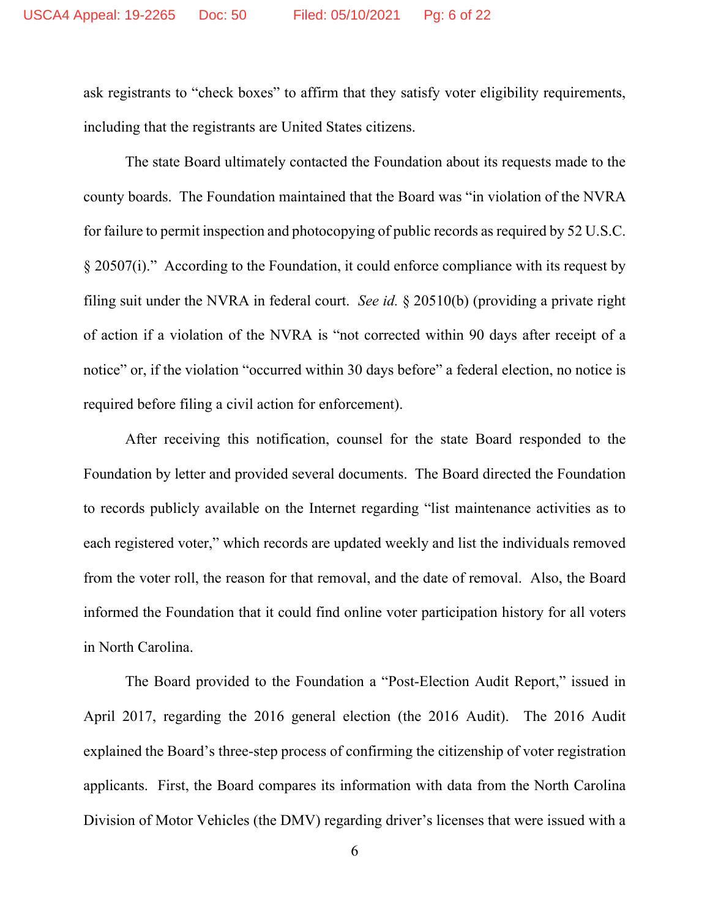ask registrants to "check boxes" to affirm that they satisfy voter eligibility requirements, including that the registrants are United States citizens.

The state Board ultimately contacted the Foundation about its requests made to the county boards. The Foundation maintained that the Board was "in violation of the NVRA for failure to permit inspection and photocopying of public records as required by 52 U.S.C. § 20507(i)." According to the Foundation, it could enforce compliance with its request by filing suit under the NVRA in federal court. *See id.* § 20510(b) (providing a private right of action if a violation of the NVRA is "not corrected within 90 days after receipt of a notice" or, if the violation "occurred within 30 days before" a federal election, no notice is required before filing a civil action for enforcement).

After receiving this notification, counsel for the state Board responded to the Foundation by letter and provided several documents. The Board directed the Foundation to records publicly available on the Internet regarding "list maintenance activities as to each registered voter," which records are updated weekly and list the individuals removed from the voter roll, the reason for that removal, and the date of removal. Also, the Board informed the Foundation that it could find online voter participation history for all voters in North Carolina.

The Board provided to the Foundation a "Post-Election Audit Report," issued in April 2017, regarding the 2016 general election (the 2016 Audit). The 2016 Audit explained the Board's three-step process of confirming the citizenship of voter registration applicants. First, the Board compares its information with data from the North Carolina Division of Motor Vehicles (the DMV) regarding driver's licenses that were issued with a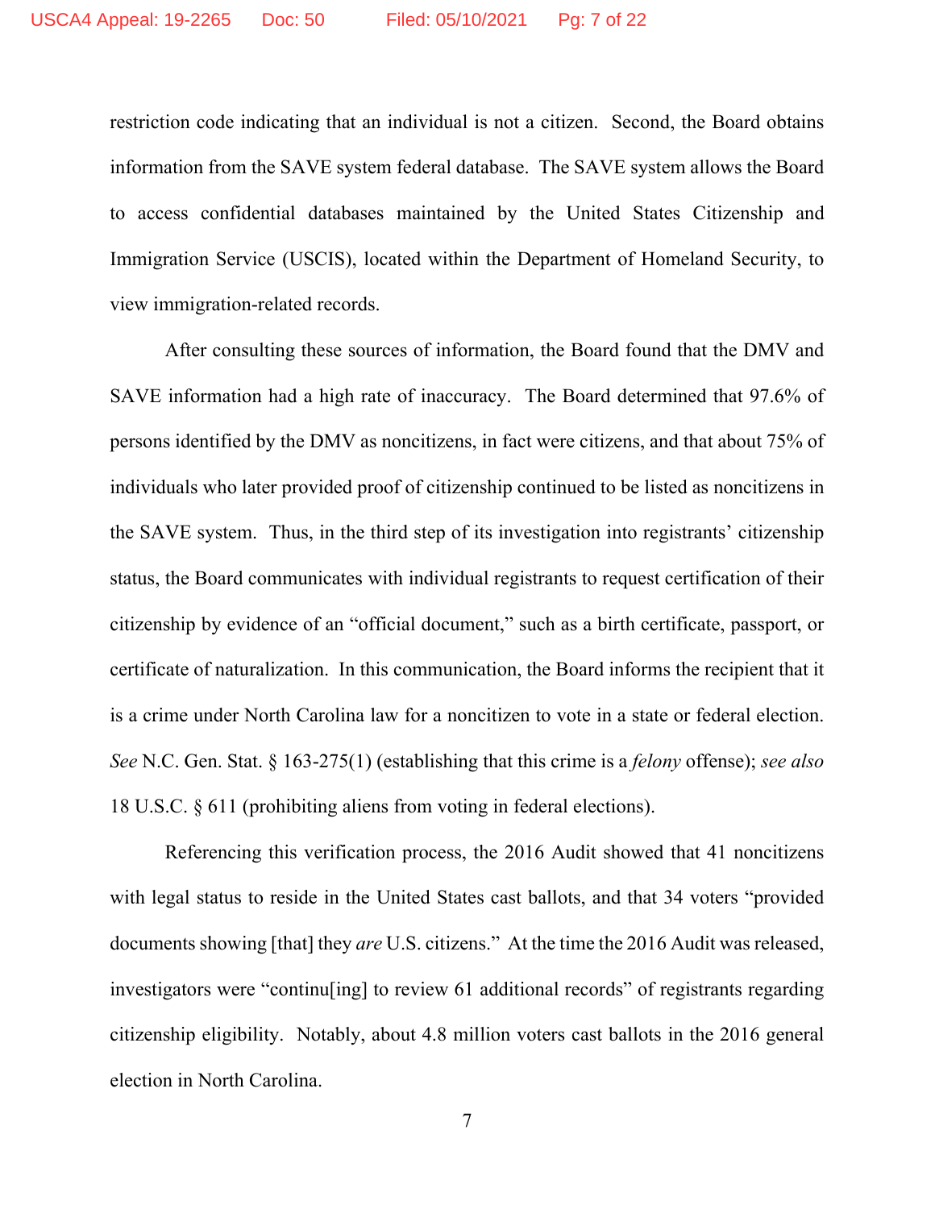restriction code indicating that an individual is not a citizen. Second, the Board obtains information from the SAVE system federal database. The SAVE system allows the Board to access confidential databases maintained by the United States Citizenship and Immigration Service (USCIS), located within the Department of Homeland Security, to view immigration-related records.

After consulting these sources of information, the Board found that the DMV and SAVE information had a high rate of inaccuracy. The Board determined that 97.6% of persons identified by the DMV as noncitizens, in fact were citizens, and that about 75% of individuals who later provided proof of citizenship continued to be listed as noncitizens in the SAVE system. Thus, in the third step of its investigation into registrants' citizenship status, the Board communicates with individual registrants to request certification of their citizenship by evidence of an "official document," such as a birth certificate, passport, or certificate of naturalization. In this communication, the Board informs the recipient that it is a crime under North Carolina law for a noncitizen to vote in a state or federal election. *See* N.C. Gen. Stat. § 163-275(1) (establishing that this crime is a *felony* offense); *see also* 18 U.S.C. § 611 (prohibiting aliens from voting in federal elections).

Referencing this verification process, the 2016 Audit showed that 41 noncitizens with legal status to reside in the United States cast ballots, and that 34 voters "provided documents showing [that] they *are* U.S. citizens." At the time the 2016 Audit was released, investigators were "continu[ing] to review 61 additional records" of registrants regarding citizenship eligibility. Notably, about 4.8 million voters cast ballots in the 2016 general election in North Carolina.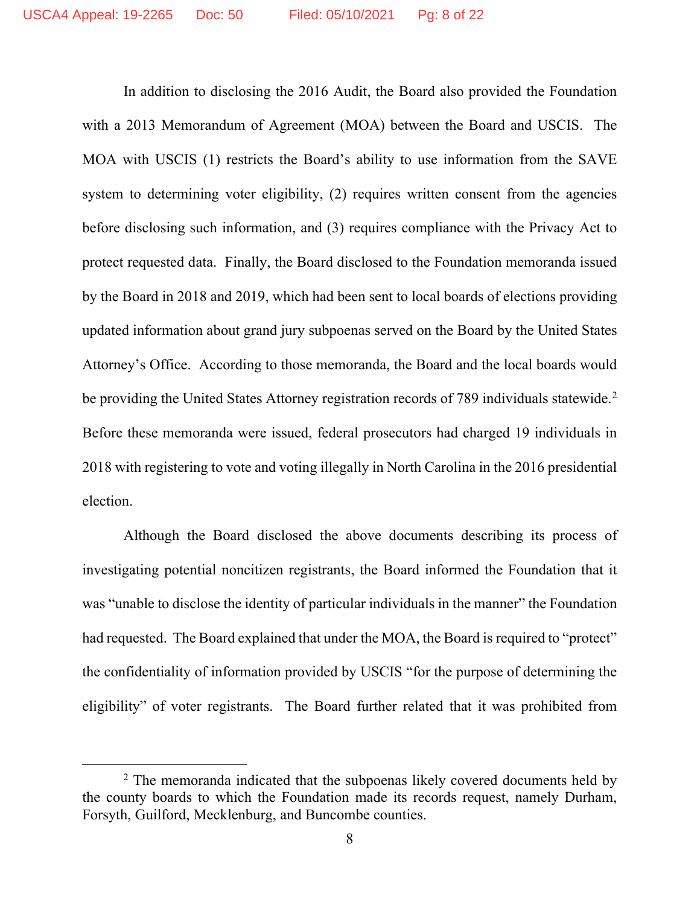In addition to disclosing the 2016 Audit, the Board also provided the Foundation with a 2013 Memorandum of Agreement (MOA) between the Board and USCIS. The MOA with USCIS (1) restricts the Board's ability to use information from the SAVE system to determining voter eligibility, (2) requires written consent from the agencies before disclosing such information, and (3) requires compliance with the Privacy Act to protect requested data. Finally, the Board disclosed to the Foundation memoranda issued by the Board in 2018 and 2019, which had been sent to local boards of elections providing updated information about grand jury subpoenas served on the Board by the United States Attorney's Office. According to those memoranda, the Board and the local boards would be providing the United States Attorney registration records of 789 individuals statewide.[2] Before these memoranda were issued, federal prosecutors had charged 19 individuals in 2018 with registering to vote and voting illegally in North Carolina in the 2016 presidential election.

Although the Board disclosed the above documents describing its process of investigating potential noncitizen registrants, the Board informed the Foundation that it was "unable to disclose the identity of particular individuals in the manner" the Foundation had requested. The Board explained that under the MOA, the Board is required to "protect" the confidentiality of information provided by USCIS "for the purpose of determining the eligibility" of voter registrants. The Board further related that it was prohibited from

[2] The memoranda indicated that the subpoenas likely covered documents held by the county boards to which the Foundation made its records request, namely Durham, Forsyth, Guilford, Mecklenburg, and Buncombe counties.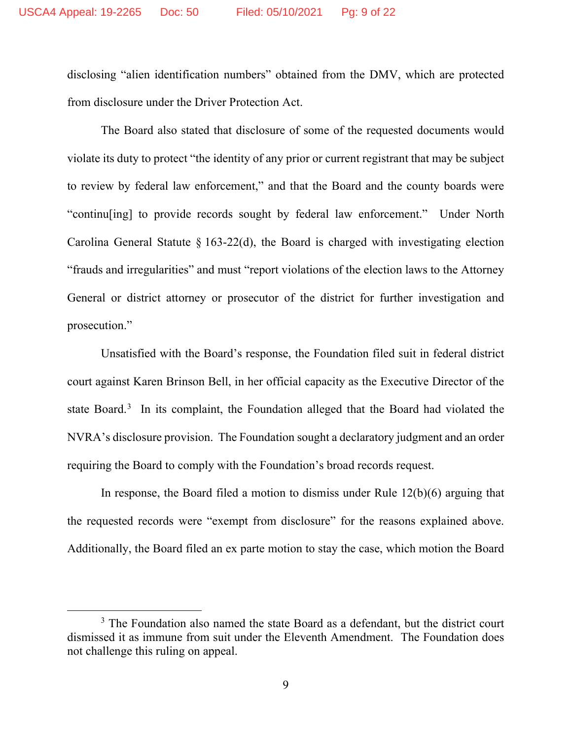disclosing "alien identification numbers" obtained from the DMV, which are protected from disclosure under the Driver Protection Act.

The Board also stated that disclosure of some of the requested documents would violate its duty to protect "the identity of any prior or current registrant that may be subject to review by federal law enforcement," and that the Board and the county boards were "continu[ing] to provide records sought by federal law enforcement." Under North Carolina General Statute § 163-22(d), the Board is charged with investigating election "frauds and irregularities" and must "report violations of the election laws to the Attorney General or district attorney or prosecutor of the district for further investigation and prosecution."

Unsatisfied with the Board's response, the Foundation filed suit in federal district court against Karen Brinson Bell, in her official capacity as the Executive Director of the state Board.[3] In its complaint, the Foundation alleged that the Board had violated the NVRA's disclosure provision. The Foundation sought a declaratory judgment and an order requiring the Board to comply with the Foundation's broad records request.

In response, the Board filed a motion to dismiss under Rule 12(b)(6) arguing that the requested records were "exempt from disclosure" for the reasons explained above. Additionally, the Board filed an ex parte motion to stay the case, which motion the Board

[3] The Foundation also named the state Board as a defendant, but the district court dismissed it as immune from suit under the Eleventh Amendment. The Foundation does not challenge this ruling on appeal.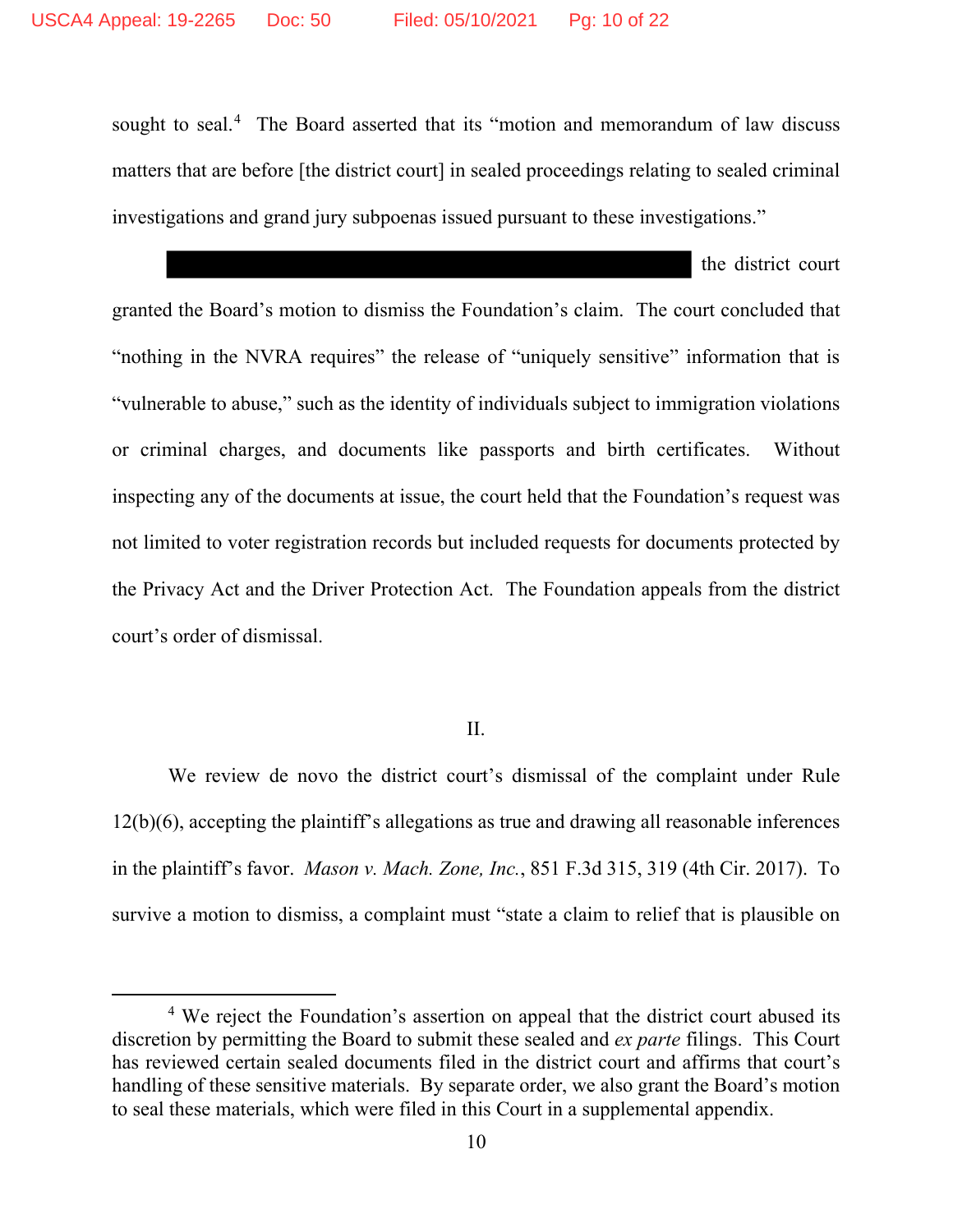sought to seal.[4] The Board asserted that its "motion and memorandum of law discuss matters that are before [the district court] in sealed proceedings relating to sealed criminal investigations and grand jury subpoenas issued pursuant to these investigations."

██████████████████████████████ the district court granted the Board's motion to dismiss the Foundation's claim. The court concluded that "nothing in the NVRA requires" the release of "uniquely sensitive" information that is "vulnerable to abuse," such as the identity of individuals subject to immigration violations or criminal charges, and documents like passports and birth certificates. Without inspecting any of the documents at issue, the court held that the Foundation's request was not limited to voter registration records but included requests for documents protected by the Privacy Act and the Driver Protection Act. The Foundation appeals from the district court's order of dismissal.

## II.

We review de novo the district court's dismissal of the complaint under Rule 12(b)(6), accepting the plaintiff's allegations as true and drawing all reasonable inferences in the plaintiff's favor. *Mason v. Mach. Zone, Inc.*, 851 F.3d 315, 319 (4th Cir. 2017). To survive a motion to dismiss, a complaint must "state a claim to relief that is plausible on

---

[4] We reject the Foundation's assertion on appeal that the district court abused its discretion by permitting the Board to submit these sealed and *ex parte* filings. This Court has reviewed certain sealed documents filed in the district court and affirms that court's handling of these sensitive materials. By separate order, we also grant the Board's motion to seal these materials, which were filed in this Court in a supplemental appendix.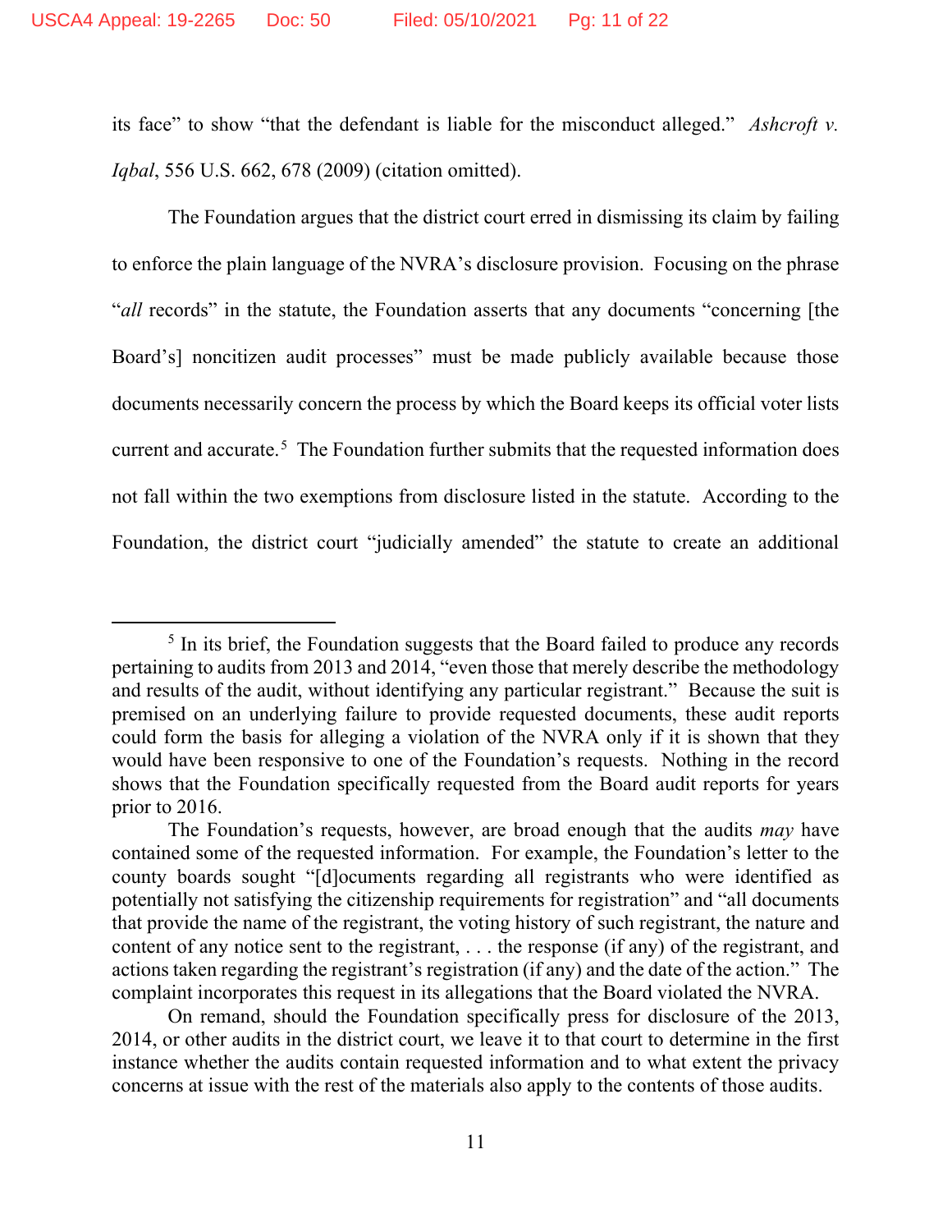its face" to show "that the defendant is liable for the misconduct alleged." *Ashcroft v. Iqbal*, 556 U.S. 662, 678 (2009) (citation omitted).

The Foundation argues that the district court erred in dismissing its claim by failing to enforce the plain language of the NVRA's disclosure provision. Focusing on the phrase "*all* records" in the statute, the Foundation asserts that any documents "concerning [the Board's] noncitizen audit processes" must be made publicly available because those documents necessarily concern the process by which the Board keeps its official voter lists current and accurate.[5] The Foundation further submits that the requested information does not fall within the two exemptions from disclosure listed in the statute. According to the Foundation, the district court "judicially amended" the statute to create an additional

---

[5] In its brief, the Foundation suggests that the Board failed to produce any records pertaining to audits from 2013 and 2014, "even those that merely describe the methodology and results of the audit, without identifying any particular registrant." Because the suit is premised on an underlying failure to provide requested documents, these audit reports could form the basis for alleging a violation of the NVRA only if it is shown that they would have been responsive to one of the Foundation's requests. Nothing in the record shows that the Foundation specifically requested from the Board audit reports for years prior to 2016.

The Foundation's requests, however, are broad enough that the audits *may* have contained some of the requested information. For example, the Foundation's letter to the county boards sought "[d]ocuments regarding all registrants who were identified as potentially not satisfying the citizenship requirements for registration" and "all documents that provide the name of the registrant, the voting history of such registrant, the nature and content of any notice sent to the registrant, . . . the response (if any) of the registrant, and actions taken regarding the registrant's registration (if any) and the date of the action." The complaint incorporates this request in its allegations that the Board violated the NVRA.

On remand, should the Foundation specifically press for disclosure of the 2013, 2014, or other audits in the district court, we leave it to that court to determine in the first instance whether the audits contain requested information and to what extent the privacy concerns at issue with the rest of the materials also apply to the contents of those audits.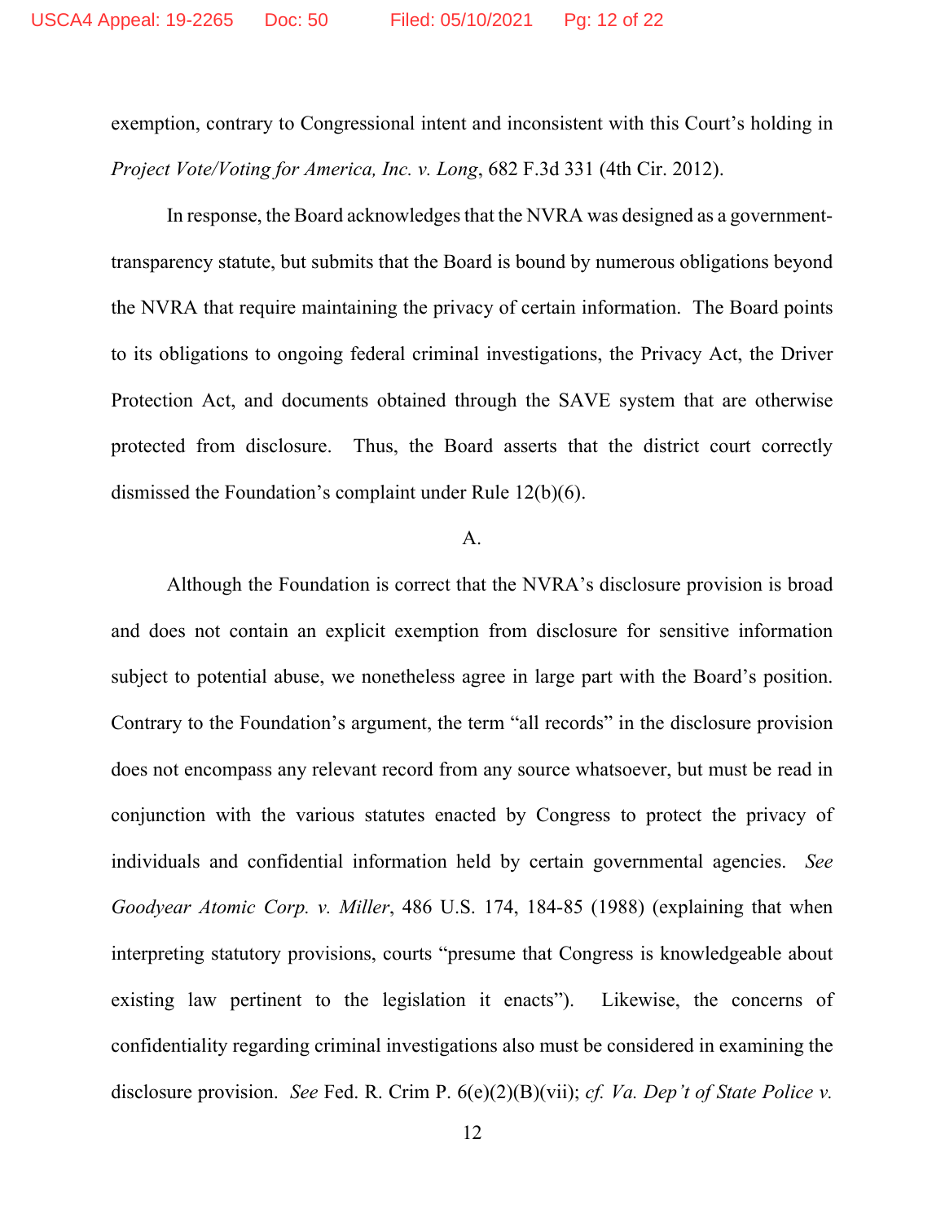exemption, contrary to Congressional intent and inconsistent with this Court's holding in *Project Vote/Voting for America, Inc. v. Long*, 682 F.3d 331 (4th Cir. 2012).

In response, the Board acknowledges that the NVRA was designed as a government-transparency statute, but submits that the Board is bound by numerous obligations beyond the NVRA that require maintaining the privacy of certain information. The Board points to its obligations to ongoing federal criminal investigations, the Privacy Act, the Driver Protection Act, and documents obtained through the SAVE system that are otherwise protected from disclosure. Thus, the Board asserts that the district court correctly dismissed the Foundation's complaint under Rule 12(b)(6).

A.

Although the Foundation is correct that the NVRA's disclosure provision is broad and does not contain an explicit exemption from disclosure for sensitive information subject to potential abuse, we nonetheless agree in large part with the Board's position. Contrary to the Foundation's argument, the term "all records" in the disclosure provision does not encompass any relevant record from any source whatsoever, but must be read in conjunction with the various statutes enacted by Congress to protect the privacy of individuals and confidential information held by certain governmental agencies. *See Goodyear Atomic Corp. v. Miller*, 486 U.S. 174, 184-85 (1988) (explaining that when interpreting statutory provisions, courts "presume that Congress is knowledgeable about existing law pertinent to the legislation it enacts"). Likewise, the concerns of confidentiality regarding criminal investigations also must be considered in examining the disclosure provision. *See* Fed. R. Crim P. 6(e)(2)(B)(vii); *cf. Va. Dep't of State Police v.*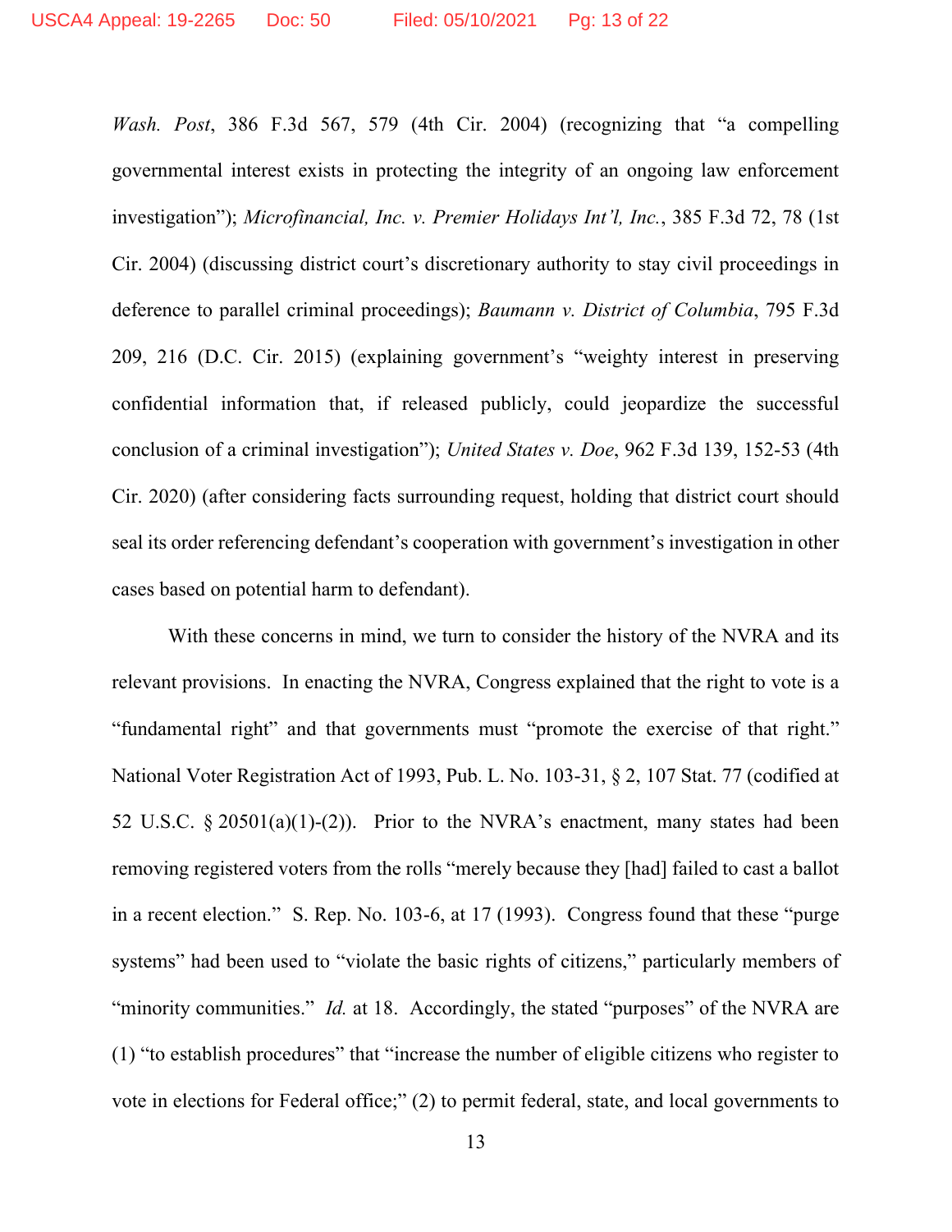*Wash. Post*, 386 F.3d 567, 579 (4th Cir. 2004) (recognizing that "a compelling governmental interest exists in protecting the integrity of an ongoing law enforcement investigation"); *Microfinancial, Inc. v. Premier Holidays Int'l, Inc.*, 385 F.3d 72, 78 (1st Cir. 2004) (discussing district court's discretionary authority to stay civil proceedings in deference to parallel criminal proceedings); *Baumann v. District of Columbia*, 795 F.3d 209, 216 (D.C. Cir. 2015) (explaining government's "weighty interest in preserving confidential information that, if released publicly, could jeopardize the successful conclusion of a criminal investigation"); *United States v. Doe*, 962 F.3d 139, 152-53 (4th Cir. 2020) (after considering facts surrounding request, holding that district court should seal its order referencing defendant's cooperation with government's investigation in other cases based on potential harm to defendant).

With these concerns in mind, we turn to consider the history of the NVRA and its relevant provisions. In enacting the NVRA, Congress explained that the right to vote is a "fundamental right" and that governments must "promote the exercise of that right." National Voter Registration Act of 1993, Pub. L. No. 103-31, § 2, 107 Stat. 77 (codified at 52 U.S.C. § 20501(a)(1)-(2)). Prior to the NVRA's enactment, many states had been removing registered voters from the rolls "merely because they [had] failed to cast a ballot in a recent election." S. Rep. No. 103-6, at 17 (1993). Congress found that these "purge systems" had been used to "violate the basic rights of citizens," particularly members of "minority communities." *Id.* at 18. Accordingly, the stated "purposes" of the NVRA are (1) "to establish procedures" that "increase the number of eligible citizens who register to vote in elections for Federal office;" (2) to permit federal, state, and local governments to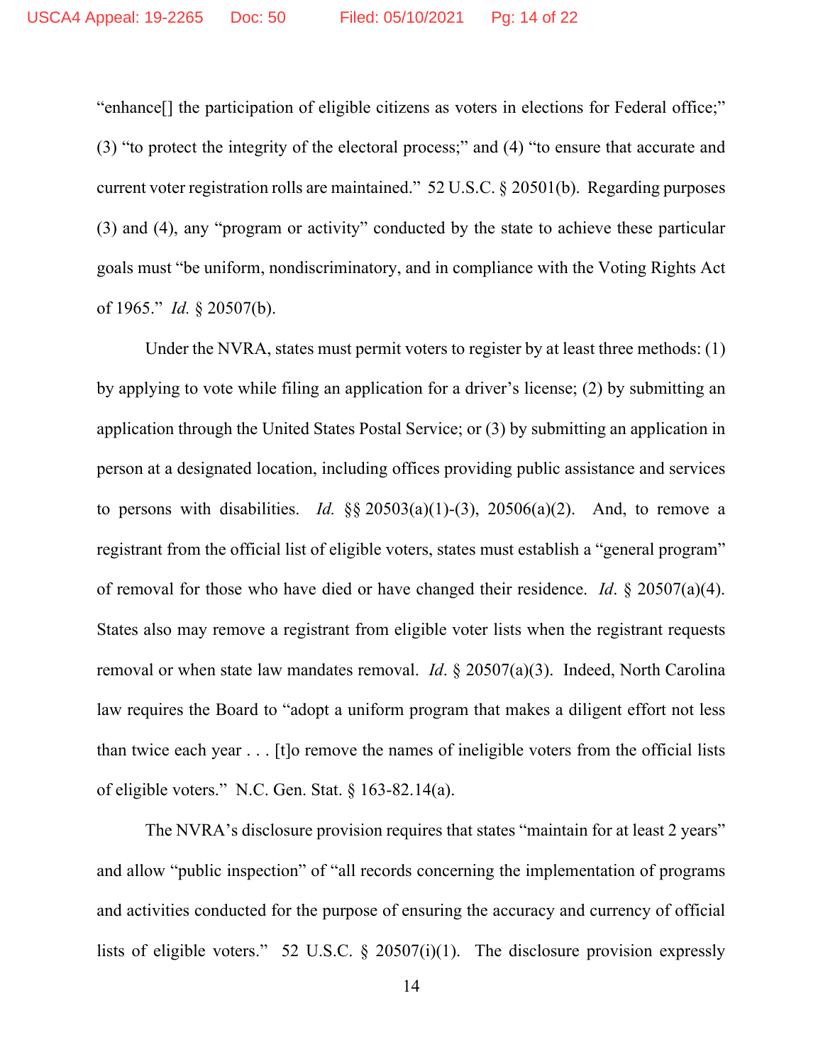"enhance[] the participation of eligible citizens as voters in elections for Federal office;" (3) "to protect the integrity of the electoral process;" and (4) "to ensure that accurate and current voter registration rolls are maintained." 52 U.S.C. § 20501(b). Regarding purposes (3) and (4), any "program or activity" conducted by the state to achieve these particular goals must "be uniform, nondiscriminatory, and in compliance with the Voting Rights Act of 1965." *Id.* § 20507(b).

Under the NVRA, states must permit voters to register by at least three methods: (1) by applying to vote while filing an application for a driver's license; (2) by submitting an application through the United States Postal Service; or (3) by submitting an application in person at a designated location, including offices providing public assistance and services to persons with disabilities. *Id.* §§ 20503(a)(1)-(3), 20506(a)(2). And, to remove a registrant from the official list of eligible voters, states must establish a "general program" of removal for those who have died or have changed their residence. *Id*. § 20507(a)(4). States also may remove a registrant from eligible voter lists when the registrant requests removal or when state law mandates removal. *Id*. § 20507(a)(3). Indeed, North Carolina law requires the Board to "adopt a uniform program that makes a diligent effort not less than twice each year . . . [t]o remove the names of ineligible voters from the official lists of eligible voters." N.C. Gen. Stat. § 163-82.14(a).

The NVRA's disclosure provision requires that states "maintain for at least 2 years" and allow "public inspection" of "all records concerning the implementation of programs and activities conducted for the purpose of ensuring the accuracy and currency of official lists of eligible voters." 52 U.S.C. § 20507(i)(1). The disclosure provision expressly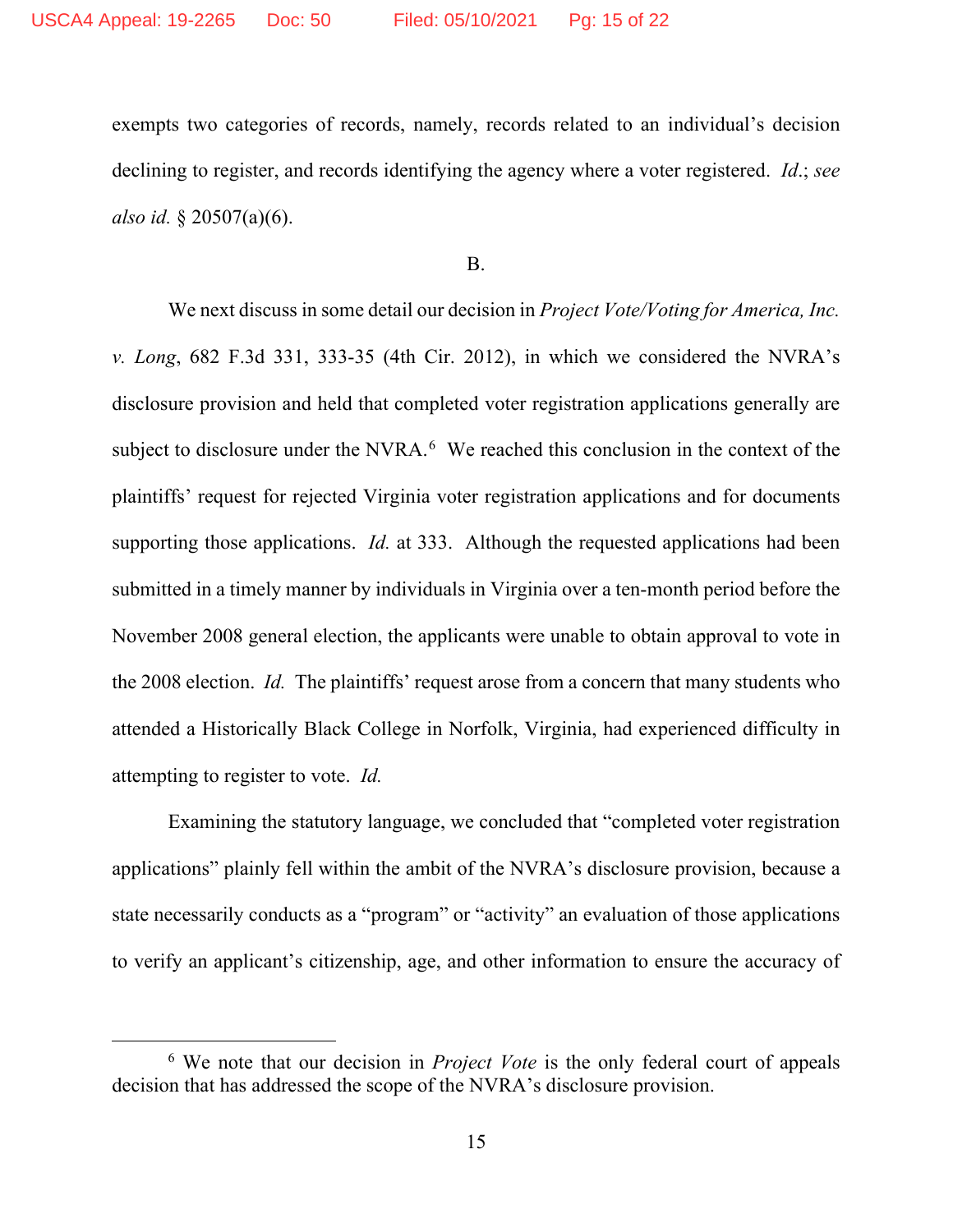exempts two categories of records, namely, records related to an individual's decision declining to register, and records identifying the agency where a voter registered. *Id.*; *see also id.* § 20507(a)(6).

B.

We next discuss in some detail our decision in *Project Vote/Voting for America, Inc. v. Long*, 682 F.3d 331, 333-35 (4th Cir. 2012), in which we considered the NVRA's disclosure provision and held that completed voter registration applications generally are subject to disclosure under the NVRA.[6] We reached this conclusion in the context of the plaintiffs' request for rejected Virginia voter registration applications and for documents supporting those applications. *Id.* at 333. Although the requested applications had been submitted in a timely manner by individuals in Virginia over a ten-month period before the November 2008 general election, the applicants were unable to obtain approval to vote in the 2008 election. *Id.* The plaintiffs' request arose from a concern that many students who attended a Historically Black College in Norfolk, Virginia, had experienced difficulty in attempting to register to vote. *Id.*

Examining the statutory language, we concluded that "completed voter registration applications" plainly fell within the ambit of the NVRA's disclosure provision, because a state necessarily conducts as a "program" or "activity" an evaluation of those applications to verify an applicant's citizenship, age, and other information to ensure the accuracy of

---

[6] We note that our decision in *Project Vote* is the only federal court of appeals decision that has addressed the scope of the NVRA's disclosure provision.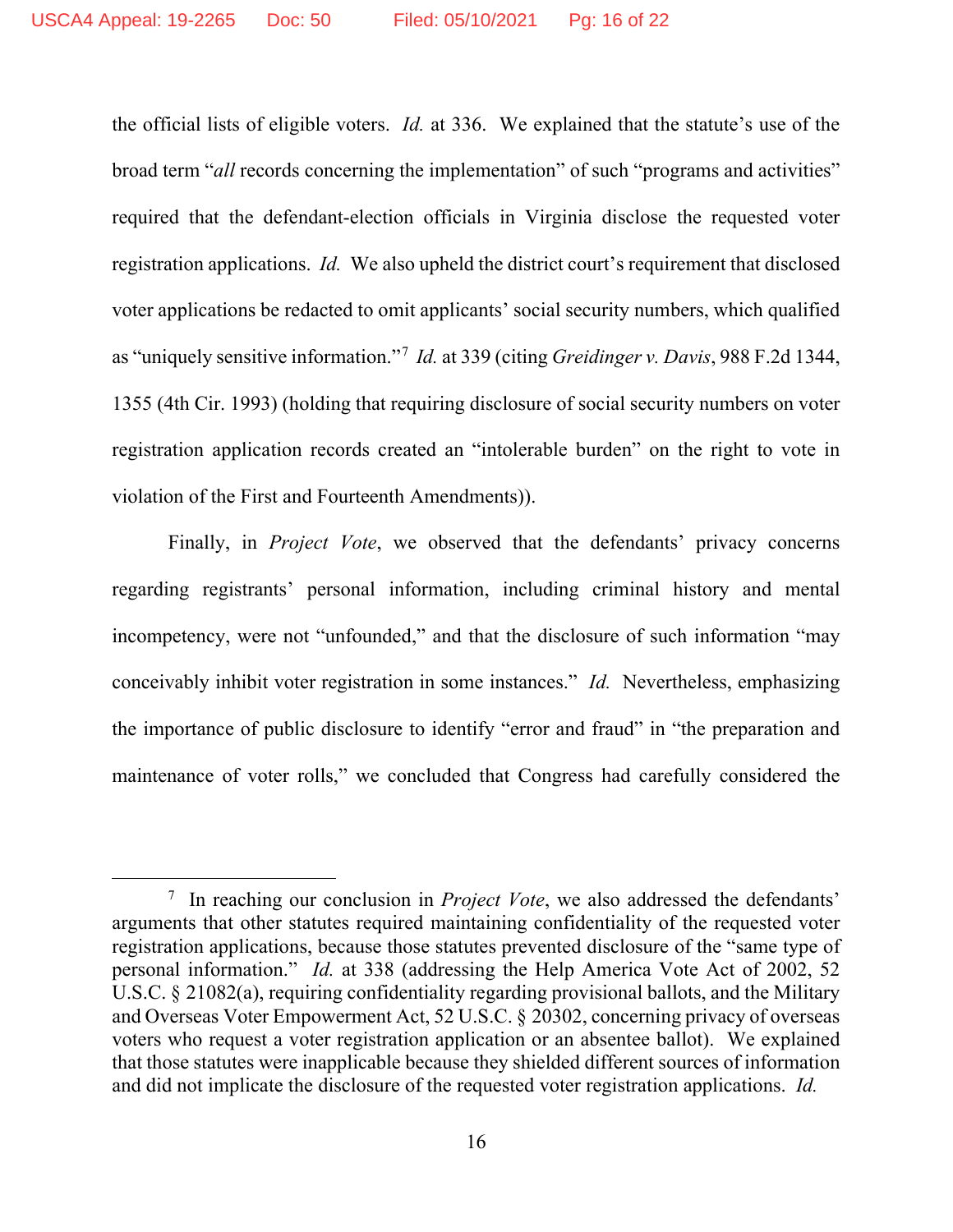the official lists of eligible voters. *Id.* at 336. We explained that the statute's use of the broad term "*all* records concerning the implementation" of such "programs and activities" required that the defendant-election officials in Virginia disclose the requested voter registration applications. *Id.* We also upheld the district court's requirement that disclosed voter applications be redacted to omit applicants' social security numbers, which qualified as "uniquely sensitive information."[7] *Id.* at 339 (citing *Greidinger v. Davis*, 988 F.2d 1344, 1355 (4th Cir. 1993) (holding that requiring disclosure of social security numbers on voter registration application records created an "intolerable burden" on the right to vote in violation of the First and Fourteenth Amendments)).

Finally, in *Project Vote*, we observed that the defendants' privacy concerns regarding registrants' personal information, including criminal history and mental incompetency, were not "unfounded," and that the disclosure of such information "may conceivably inhibit voter registration in some instances." *Id.* Nevertheless, emphasizing the importance of public disclosure to identify "error and fraud" in "the preparation and maintenance of voter rolls," we concluded that Congress had carefully considered the

---

[7] In reaching our conclusion in *Project Vote*, we also addressed the defendants' arguments that other statutes required maintaining confidentiality of the requested voter registration applications, because those statutes prevented disclosure of the "same type of personal information." *Id.* at 338 (addressing the Help America Vote Act of 2002, 52 U.S.C. § 21082(a), requiring confidentiality regarding provisional ballots, and the Military and Overseas Voter Empowerment Act, 52 U.S.C. § 20302, concerning privacy of overseas voters who request a voter registration application or an absentee ballot). We explained that those statutes were inapplicable because they shielded different sources of information and did not implicate the disclosure of the requested voter registration applications. *Id.*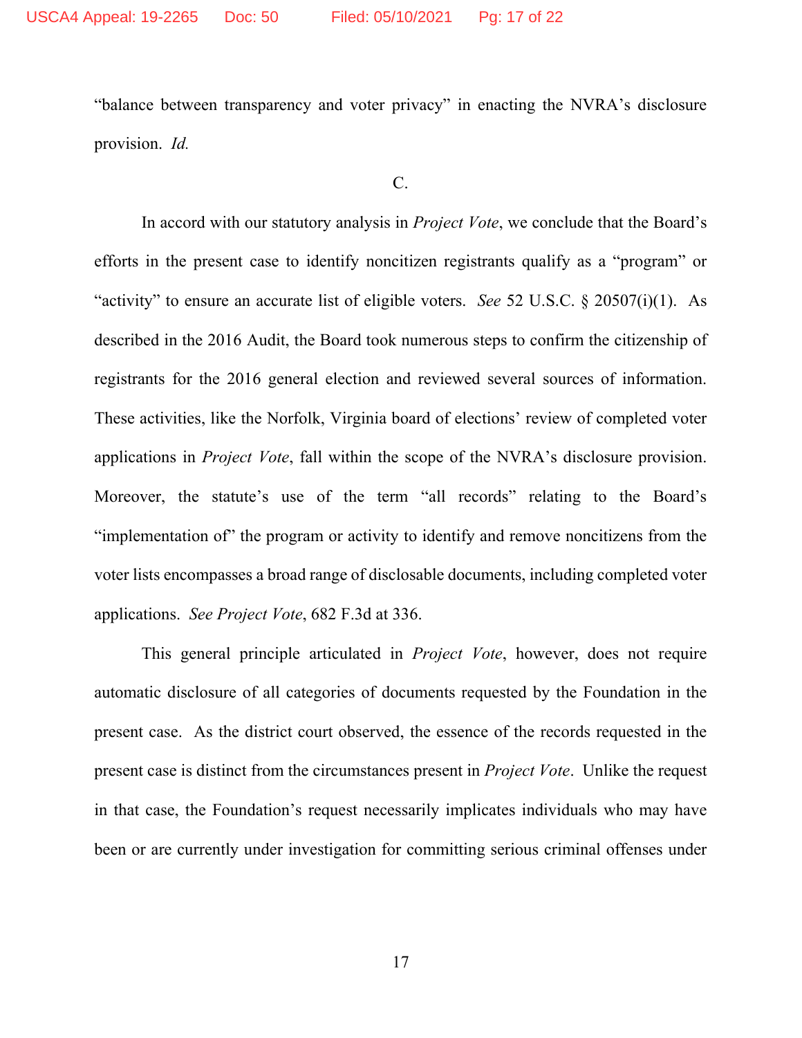"balance between transparency and voter privacy" in enacting the NVRA's disclosure provision. *Id.*

C.

In accord with our statutory analysis in *Project Vote*, we conclude that the Board's efforts in the present case to identify noncitizen registrants qualify as a "program" or "activity" to ensure an accurate list of eligible voters. *See* 52 U.S.C. § 20507(i)(1). As described in the 2016 Audit, the Board took numerous steps to confirm the citizenship of registrants for the 2016 general election and reviewed several sources of information. These activities, like the Norfolk, Virginia board of elections' review of completed voter applications in *Project Vote*, fall within the scope of the NVRA's disclosure provision. Moreover, the statute's use of the term "all records" relating to the Board's "implementation of" the program or activity to identify and remove noncitizens from the voter lists encompasses a broad range of disclosable documents, including completed voter applications. *See Project Vote*, 682 F.3d at 336.

This general principle articulated in *Project Vote*, however, does not require automatic disclosure of all categories of documents requested by the Foundation in the present case. As the district court observed, the essence of the records requested in the present case is distinct from the circumstances present in *Project Vote*. Unlike the request in that case, the Foundation's request necessarily implicates individuals who may have been or are currently under investigation for committing serious criminal offenses under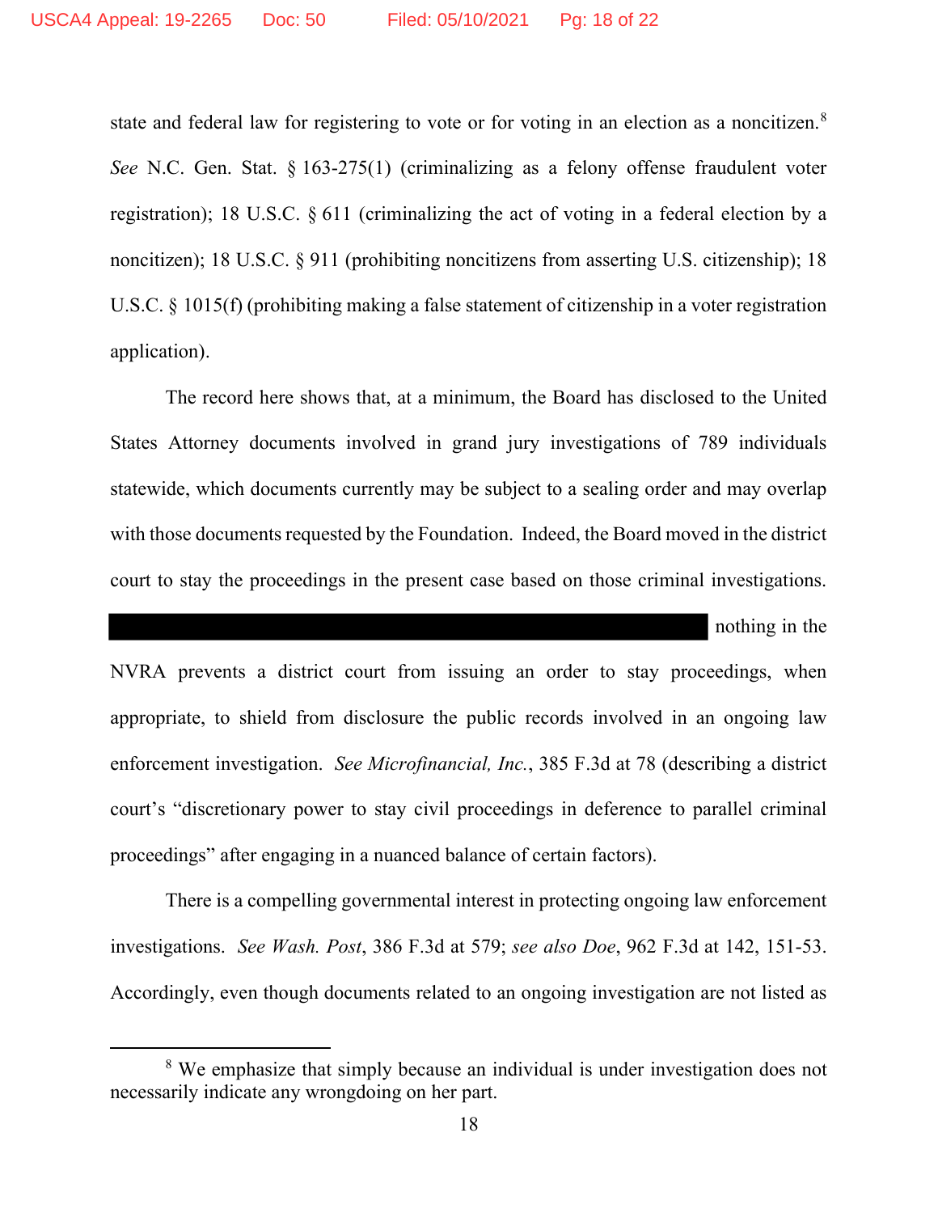state and federal law for registering to vote or for voting in an election as a noncitizen.[8] *See* N.C. Gen. Stat. § 163-275(1) (criminalizing as a felony offense fraudulent voter registration); 18 U.S.C. § 611 (criminalizing the act of voting in a federal election by a noncitizen); 18 U.S.C. § 911 (prohibiting noncitizens from asserting U.S. citizenship); 18 U.S.C. § 1015(f) (prohibiting making a false statement of citizenship in a voter registration application).

The record here shows that, at a minimum, the Board has disclosed to the United States Attorney documents involved in grand jury investigations of 789 individuals statewide, which documents currently may be subject to a sealing order and may overlap with those documents requested by the Foundation. Indeed, the Board moved in the district court to stay the proceedings in the present case based on those criminal investigations. [REDACTED] nothing in the NVRA prevents a district court from issuing an order to stay proceedings, when appropriate, to shield from disclosure the public records involved in an ongoing law enforcement investigation. *See Microfinancial, Inc.*, 385 F.3d at 78 (describing a district court's "discretionary power to stay civil proceedings in deference to parallel criminal proceedings" after engaging in a nuanced balance of certain factors).

There is a compelling governmental interest in protecting ongoing law enforcement investigations. *See Wash. Post*, 386 F.3d at 579; *see also Doe*, 962 F.3d at 142, 151-53. Accordingly, even though documents related to an ongoing investigation are not listed as

---

[8] We emphasize that simply because an individual is under investigation does not necessarily indicate any wrongdoing on her part.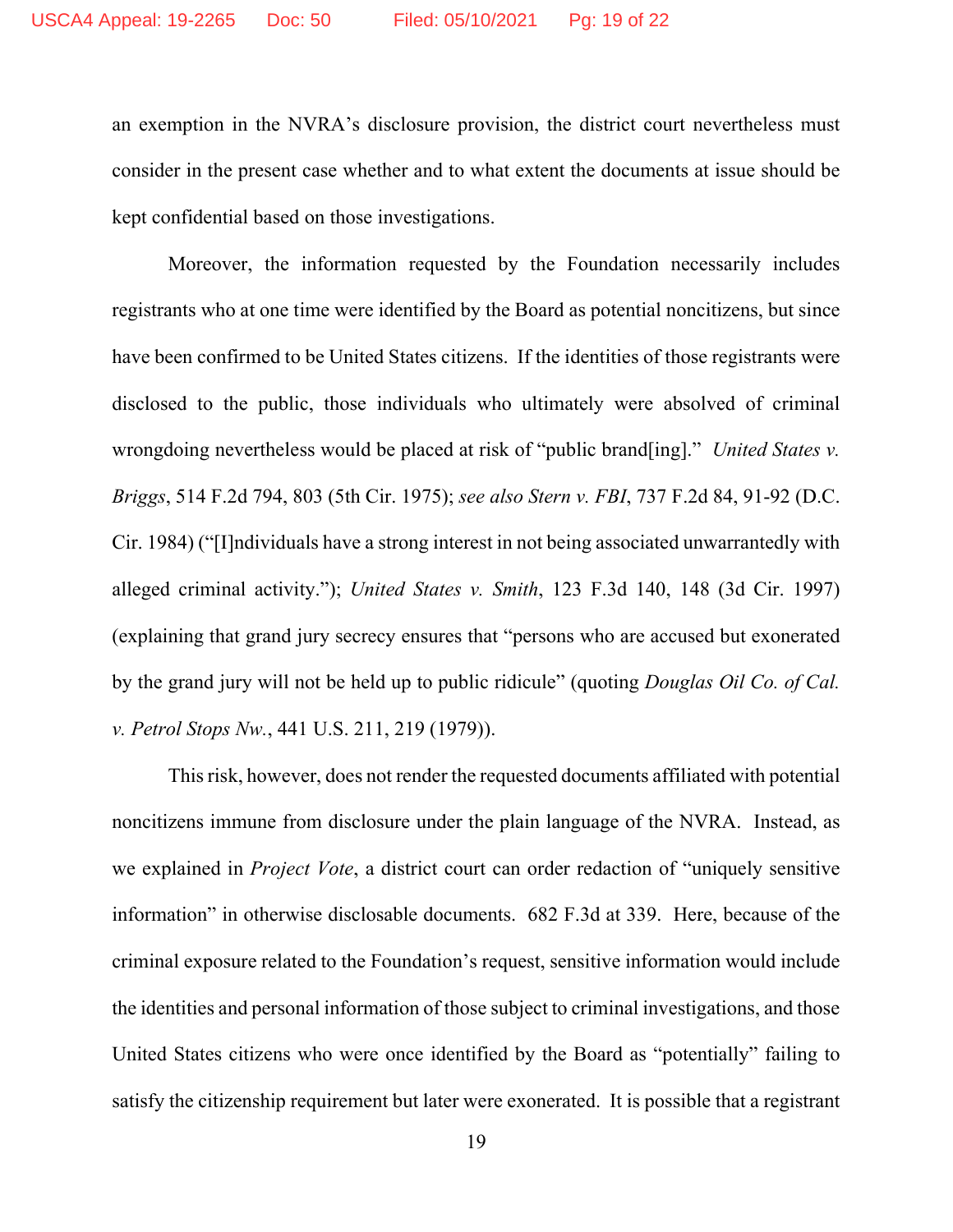an exemption in the NVRA's disclosure provision, the district court nevertheless must consider in the present case whether and to what extent the documents at issue should be kept confidential based on those investigations.

Moreover, the information requested by the Foundation necessarily includes registrants who at one time were identified by the Board as potential noncitizens, but since have been confirmed to be United States citizens. If the identities of those registrants were disclosed to the public, those individuals who ultimately were absolved of criminal wrongdoing nevertheless would be placed at risk of "public brand[ing]." *United States v. Briggs*, 514 F.2d 794, 803 (5th Cir. 1975); *see also Stern v. FBI*, 737 F.2d 84, 91-92 (D.C. Cir. 1984) ("[I]ndividuals have a strong interest in not being associated unwarrantedly with alleged criminal activity."); *United States v. Smith*, 123 F.3d 140, 148 (3d Cir. 1997) (explaining that grand jury secrecy ensures that "persons who are accused but exonerated by the grand jury will not be held up to public ridicule" (quoting *Douglas Oil Co. of Cal. v. Petrol Stops Nw.*, 441 U.S. 211, 219 (1979)).

This risk, however, does not render the requested documents affiliated with potential noncitizens immune from disclosure under the plain language of the NVRA. Instead, as we explained in *Project Vote*, a district court can order redaction of "uniquely sensitive information" in otherwise disclosable documents. 682 F.3d at 339. Here, because of the criminal exposure related to the Foundation's request, sensitive information would include the identities and personal information of those subject to criminal investigations, and those United States citizens who were once identified by the Board as "potentially" failing to satisfy the citizenship requirement but later were exonerated. It is possible that a registrant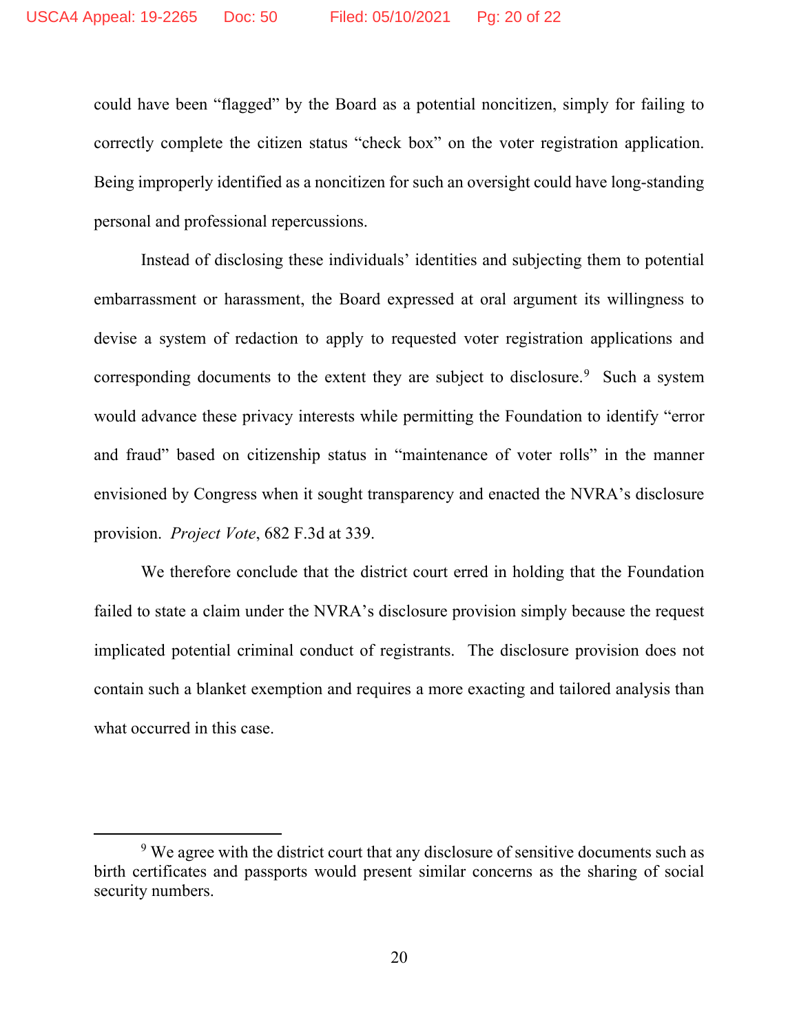could have been "flagged" by the Board as a potential noncitizen, simply for failing to correctly complete the citizen status "check box" on the voter registration application. Being improperly identified as a noncitizen for such an oversight could have long-standing personal and professional repercussions.

Instead of disclosing these individuals' identities and subjecting them to potential embarrassment or harassment, the Board expressed at oral argument its willingness to devise a system of redaction to apply to requested voter registration applications and corresponding documents to the extent they are subject to disclosure.[9] Such a system would advance these privacy interests while permitting the Foundation to identify "error and fraud" based on citizenship status in "maintenance of voter rolls" in the manner envisioned by Congress when it sought transparency and enacted the NVRA's disclosure provision. *Project Vote*, 682 F.3d at 339.

We therefore conclude that the district court erred in holding that the Foundation failed to state a claim under the NVRA's disclosure provision simply because the request implicated potential criminal conduct of registrants. The disclosure provision does not contain such a blanket exemption and requires a more exacting and tailored analysis than what occurred in this case.

---

[9] We agree with the district court that any disclosure of sensitive documents such as birth certificates and passports would present similar concerns as the sharing of social security numbers.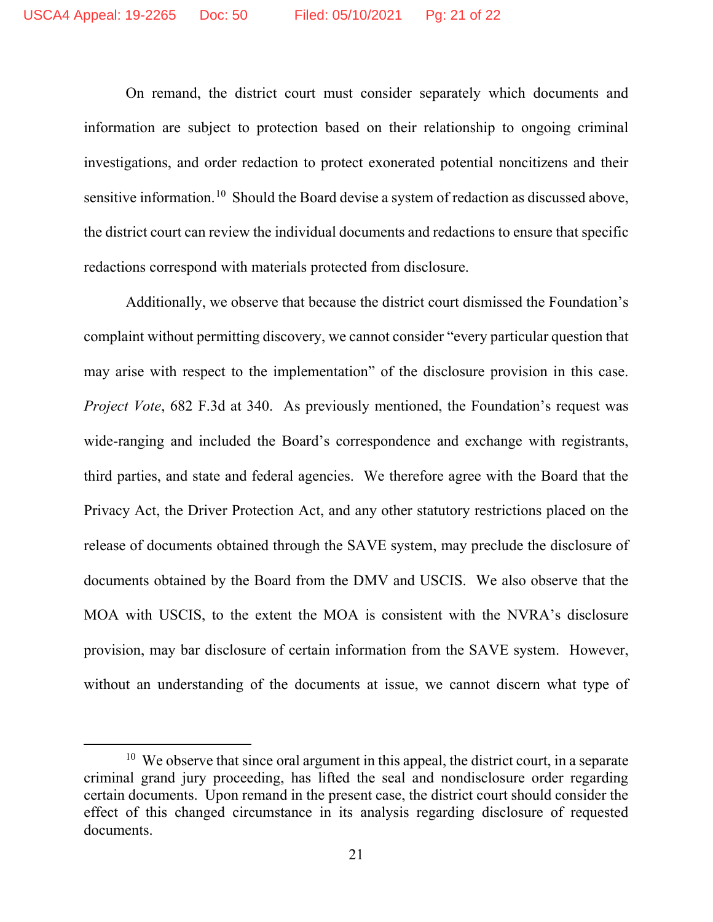On remand, the district court must consider separately which documents and information are subject to protection based on their relationship to ongoing criminal investigations, and order redaction to protect exonerated potential noncitizens and their sensitive information.[10] Should the Board devise a system of redaction as discussed above, the district court can review the individual documents and redactions to ensure that specific redactions correspond with materials protected from disclosure.

Additionally, we observe that because the district court dismissed the Foundation's complaint without permitting discovery, we cannot consider "every particular question that may arise with respect to the implementation" of the disclosure provision in this case. *Project Vote*, 682 F.3d at 340. As previously mentioned, the Foundation's request was wide-ranging and included the Board's correspondence and exchange with registrants, third parties, and state and federal agencies. We therefore agree with the Board that the Privacy Act, the Driver Protection Act, and any other statutory restrictions placed on the release of documents obtained through the SAVE system, may preclude the disclosure of documents obtained by the Board from the DMV and USCIS. We also observe that the MOA with USCIS, to the extent the MOA is consistent with the NVRA's disclosure provision, may bar disclosure of certain information from the SAVE system. However, without an understanding of the documents at issue, we cannot discern what type of

[10] We observe that since oral argument in this appeal, the district court, in a separate criminal grand jury proceeding, has lifted the seal and nondisclosure order regarding certain documents. Upon remand in the present case, the district court should consider the effect of this changed circumstance in its analysis regarding disclosure of requested documents.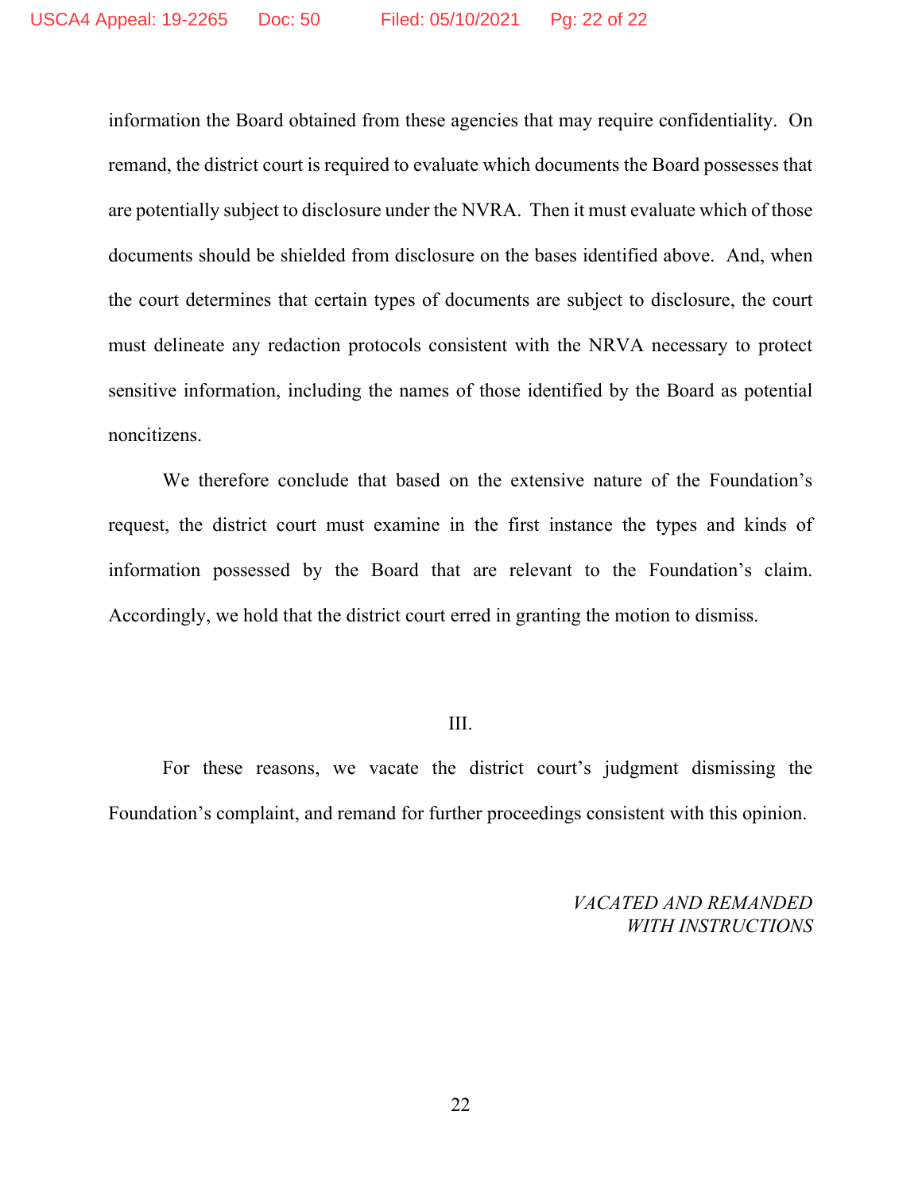information the Board obtained from these agencies that may require confidentiality. On remand, the district court is required to evaluate which documents the Board possesses that are potentially subject to disclosure under the NVRA. Then it must evaluate which of those documents should be shielded from disclosure on the bases identified above. And, when the court determines that certain types of documents are subject to disclosure, the court must delineate any redaction protocols consistent with the NRVA necessary to protect sensitive information, including the names of those identified by the Board as potential noncitizens.

We therefore conclude that based on the extensive nature of the Foundation's request, the district court must examine in the first instance the types and kinds of information possessed by the Board that are relevant to the Foundation's claim. Accordingly, we hold that the district court erred in granting the motion to dismiss.

III.

For these reasons, we vacate the district court's judgment dismissing the Foundation's complaint, and remand for further proceedings consistent with this opinion.

*VACATED AND REMANDED WITH INSTRUCTIONS*